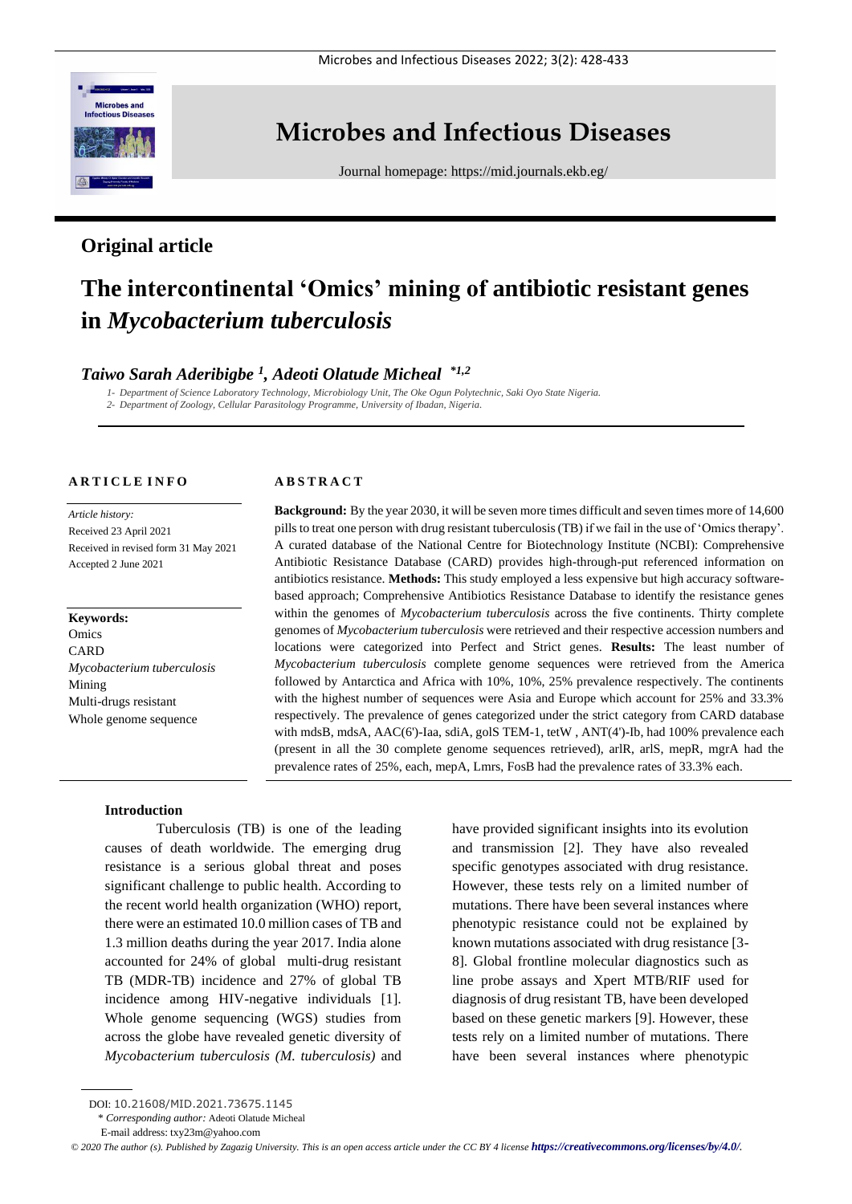# Microbes and Infectious Diseases

Journal homepage: https://mid.journals.ekb.eg/

## Original article

# The intercontinental 'Omics' mining of antibiotic resistant genes in *Mycobacterium tuberculosis*

***Taiwo Sarah Aderibigbe [1], Adeoti Olatude Micheal [*1,2]***

*1- Department of Science Laboratory Technology, Microbiology Unit, The Oke Ogun Polytechnic, Saki Oyo State Nigeria.*
*2- Department of Zoology, Cellular Parasitology Programme, University of Ibadan, Nigeria.*

**ARTICLE INFO**

*Article history:*
Received 23 April 2021
Received in revised form 31 May 2021
Accepted 2 June 2021

**Keywords:**
Omics
CARD
*Mycobacterium tuberculosis*
Mining
Multi-drugs resistant
Whole genome sequence

**ABSTRACT**

**Background:** By the year 2030, it will be seven more times difficult and seven times more of 14,600 pills to treat one person with drug resistant tuberculosis (TB) if we fail in the use of 'Omics therapy'. A curated database of the National Centre for Biotechnology Institute (NCBI): Comprehensive Antibiotic Resistance Database (CARD) provides high-through-put referenced information on antibiotics resistance. **Methods:** This study employed a less expensive but high accuracy software-based approach; Comprehensive Antibiotics Resistance Database to identify the resistance genes within the genomes of *Mycobacterium tuberculosis* across the five continents. Thirty complete genomes of *Mycobacterium tuberculosis* were retrieved and their respective accession numbers and locations were categorized into Perfect and Strict genes. **Results:** The least number of *Mycobacterium tuberculosis* complete genome sequences were retrieved from the America followed by Antarctica and Africa with 10%, 10%, 25% prevalence respectively. The continents with the highest number of sequences were Asia and Europe which account for 25% and 33.3% respectively. The prevalence of genes categorized under the strict category from CARD database with mdsB, mdsA, AAC(6')-Iaa, sdiA, golS TEM-1, tetW , ANT(4')-Ib, had 100% prevalence each (present in all the 30 complete genome sequences retrieved), arlR, arlS, mepR, mgrA had the prevalence rates of 25%, each, mepA, Lmrs, FosB had the prevalence rates of 33.3% each.

### Introduction

Tuberculosis (TB) is one of the leading causes of death worldwide. The emerging drug resistance is a serious global threat and poses significant challenge to public health. According to the recent world health organization (WHO) report, there were an estimated 10.0 million cases of TB and 1.3 million deaths during the year 2017. India alone accounted for 24% of global multi-drug resistant TB (MDR-TB) incidence and 27% of global TB incidence among HIV-negative individuals [1]. Whole genome sequencing (WGS) studies from across the globe have revealed genetic diversity of *Mycobacterium tuberculosis (M. tuberculosis)* and have provided significant insights into its evolution and transmission [2]. They have also revealed specific genotypes associated with drug resistance. However, these tests rely on a limited number of mutations. There have been several instances where phenotypic resistance could not be explained by known mutations associated with drug resistance [3-8]. Global frontline molecular diagnostics such as line probe assays and Xpert MTB/RIF used for diagnosis of drug resistant TB, have been developed based on these genetic markers [9]. However, these tests rely on a limited number of mutations. There have been several instances where phenotypic

DOI: 10.21608/MID.2021.73675.1145
\* *Corresponding author:* Adeoti Olatude Micheal
E-mail address: txy23m@yahoo.com

*© 2020 The author (s). Published by Zagazig University. This is an open access article under the CC BY 4 license* ***https://creativecommons.org/licenses/by/4.0/****.*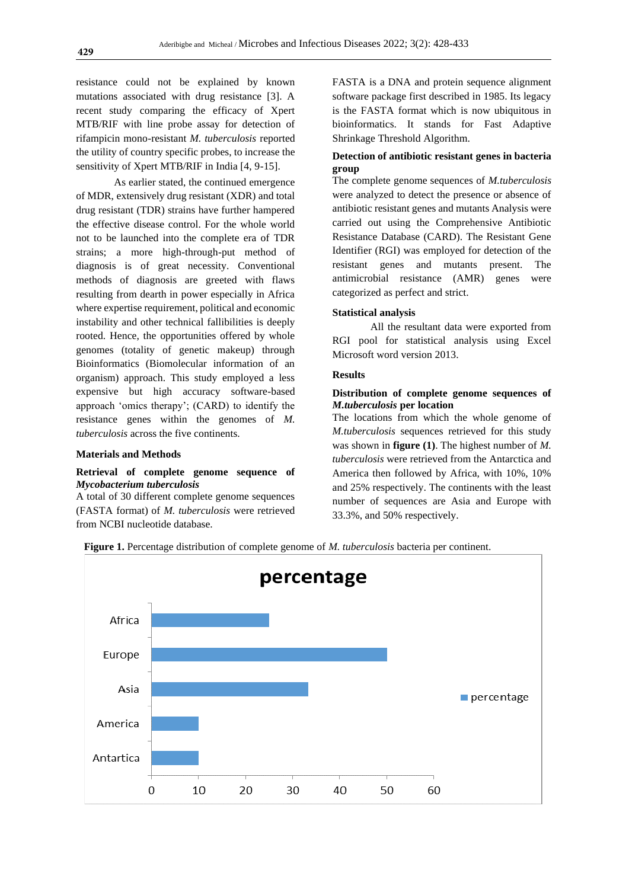resistance could not be explained by known mutations associated with drug resistance [3]. A recent study comparing the efficacy of Xpert MTB/RIF with line probe assay for detection of rifampicin mono-resistant *M. tuberculosis* reported the utility of country specific probes, to increase the sensitivity of Xpert MTB/RIF in India [4, 9-15].

As earlier stated, the continued emergence of MDR, extensively drug resistant (XDR) and total drug resistant (TDR) strains have further hampered the effective disease control. For the whole world not to be launched into the complete era of TDR strains; a more high-through-put method of diagnosis is of great necessity. Conventional methods of diagnosis are greeted with flaws resulting from dearth in power especially in Africa where expertise requirement, political and economic instability and other technical fallibilities is deeply rooted. Hence, the opportunities offered by whole genomes (totality of genetic makeup) through Bioinformatics (Biomolecular information of an organism) approach. This study employed a less expensive but high accuracy software-based approach 'omics therapy'; (CARD) to identify the resistance genes within the genomes of *M. tuberculosis* across the five continents.

## Materials and Methods

### Retrieval of complete genome sequence of *Mycobacterium tuberculosis*

A total of 30 different complete genome sequences (FASTA format) of *M. tuberculosis* were retrieved from NCBI nucleotide database.

FASTA is a DNA and protein sequence alignment software package first described in 1985. Its legacy is the FASTA format which is now ubiquitous in bioinformatics. It stands for Fast Adaptive Shrinkage Threshold Algorithm.

### Detection of antibiotic resistant genes in bacteria group

The complete genome sequences of *M.tuberculosis* were analyzed to detect the presence or absence of antibiotic resistant genes and mutants Analysis were carried out using the Comprehensive Antibiotic Resistance Database (CARD). The Resistant Gene Identifier (RGI) was employed for detection of the resistant genes and mutants present. The antimicrobial resistance (AMR) genes were categorized as perfect and strict.

### Statistical analysis

All the resultant data were exported from RGI pool for statistical analysis using Excel Microsoft word version 2013.

## Results

### Distribution of complete genome sequences of *M.tuberculosis* per location

The locations from which the whole genome of *M.tuberculosis* sequences retrieved for this study was shown in **figure (1)**. The highest number of *M. tuberculosis* were retrieved from the Antarctica and America then followed by Africa, with 10%, 10% and 25% respectively. The continents with the least number of sequences are Asia and Europe with 33.3%, and 50% respectively.

**Figure 1.** Percentage distribution of complete genome of *M. tuberculosis* bacteria per continent.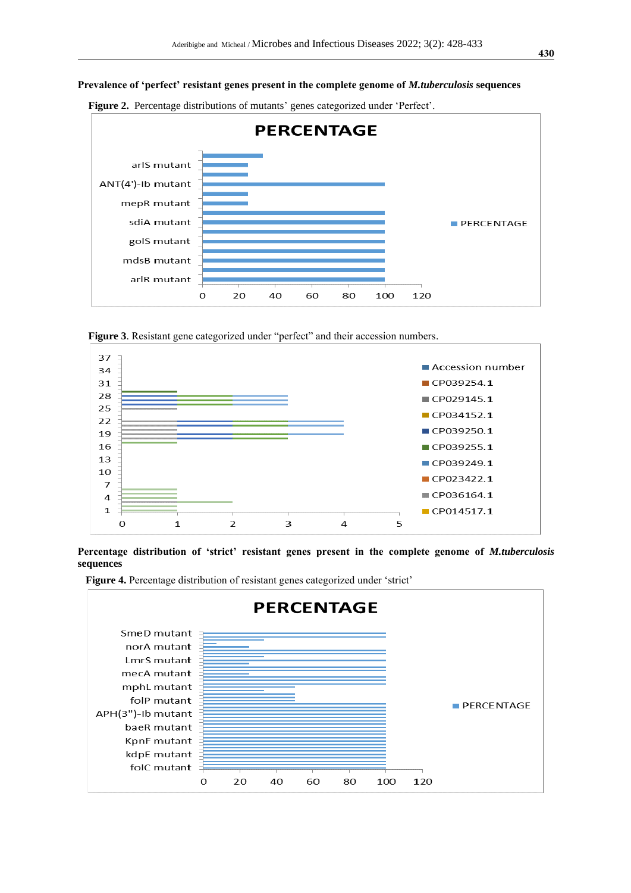**Prevalence of 'perfect' resistant genes present in the complete genome of *M.tuberculosis* sequences**

**Figure 2.** Percentage distributions of mutants' genes categorized under 'Perfect'.

**Figure 3**. Resistant gene categorized under "perfect" and their accession numbers.

**Percentage distribution of 'strict' resistant genes present in the complete genome of *M.tuberculosis* sequences**

**Figure 4.** Percentage distribution of resistant genes categorized under 'strict'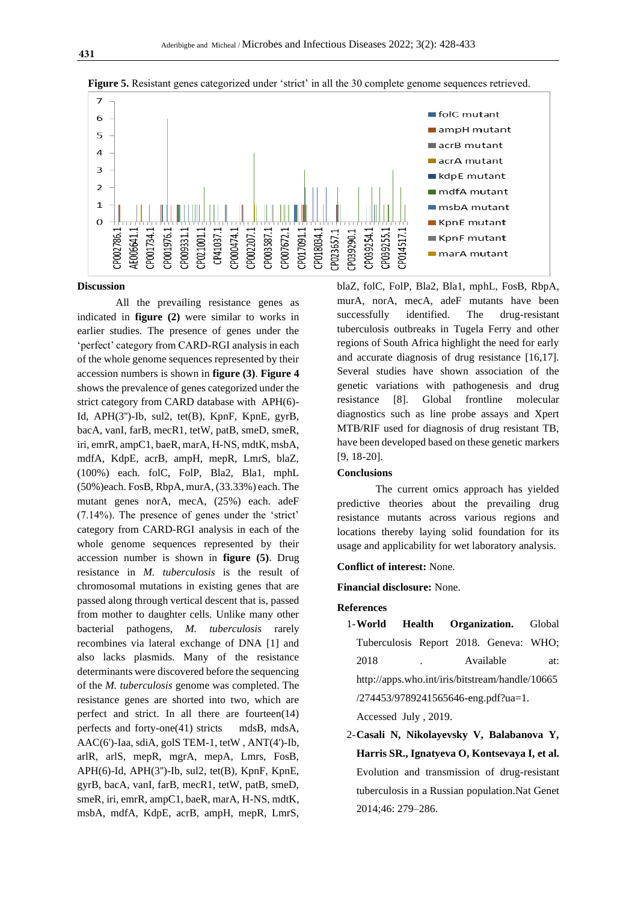**Figure 5.** Resistant genes categorized under 'strict' in all the 30 complete genome sequences retrieved.

## Discussion

All the prevailing resistance genes as indicated in **figure (2)** were similar to works in earlier studies. The presence of genes under the 'perfect' category from CARD-RGI analysis in each of the whole genome sequences represented by their accession numbers is shown in **figure (3)**. **Figure 4** shows the prevalence of genes categorized under the strict category from CARD database with APH(6)-Id, APH(3")-Ib, sul2, tet(B), KpnF, KpnE, gyrB, bacA, vanI, farB, mecR1, tetW, patB, smeD, smeR, iri, emrR, ampC1, baeR, marA, H-NS, mdtK, msbA, mdfA, KdpE, acrB, ampH, mepR, LmrS, blaZ, (100%) each. folC, FolP, Bla2, Bla1, mphL (50%)each. FosB, RbpA, murA, (33.33%) each. The mutant genes norA, mecA, (25%) each. adeF (7.14%). The presence of genes under the 'strict' category from CARD-RGI analysis in each of the whole genome sequences represented by their accession number is shown in **figure (5)**. Drug resistance in *M. tuberculosis* is the result of chromosomal mutations in existing genes that are passed along through vertical descent that is, passed from mother to daughter cells. Unlike many other bacterial pathogens, *M. tuberculosis* rarely recombines via lateral exchange of DNA [1] and also lacks plasmids. Many of the resistance determinants were discovered before the sequencing of the *M. tuberculosis* genome was completed. The resistance genes are shorted into two, which are perfect and strict. In all there are fourteen(14) perfects and forty-one(41) stricts mdsB, mdsA, AAC(6')-Iaa, sdiA, golS TEM-1, tetW , ANT(4')-Ib, arlR, arlS, mepR, mgrA, mepA, Lmrs, FosB, APH(6)-Id, APH(3")-Ib, sul2, tet(B), KpnF, KpnE, gyrB, bacA, vanI, farB, mecR1, tetW, patB, smeD, smeR, iri, emrR, ampC1, baeR, marA, H-NS, mdtK, msbA, mdfA, KdpE, acrB, ampH, mepR, LmrS, blaZ, folC, FolP, Bla2, Bla1, mphL, FosB, RbpA, murA, norA, mecA, adeF mutants have been successfully identified. The drug-resistant tuberculosis outbreaks in Tugela Ferry and other regions of South Africa highlight the need for early and accurate diagnosis of drug resistance [16,17]. Several studies have shown association of the genetic variations with pathogenesis and drug resistance [8]. Global frontline molecular diagnostics such as line probe assays and Xpert MTB/RIF used for diagnosis of drug resistant TB, have been developed based on these genetic markers [9, 18-20].

## Conclusions

The current omics approach has yielded predictive theories about the prevailing drug resistance mutants across various regions and locations thereby laying solid foundation for its usage and applicability for wet laboratory analysis.

**Conflict of interest:** None.

**Financial disclosure:** None.

## References

1- **World Health Organization.** Global Tuberculosis Report 2018. Geneva: WHO; 2018 . Available at: http://apps.who.int/iris/bitstream/handle/10665/274453/9789241565646-eng.pdf?ua=1. Accessed July , 2019.

2- **Casali N, Nikolayevsky V, Balabanova Y, Harris SR., Ignatyeva O, Kontsevaya I, et al.** Evolution and transmission of drug-resistant tuberculosis in a Russian population.Nat Genet 2014;46: 279–286.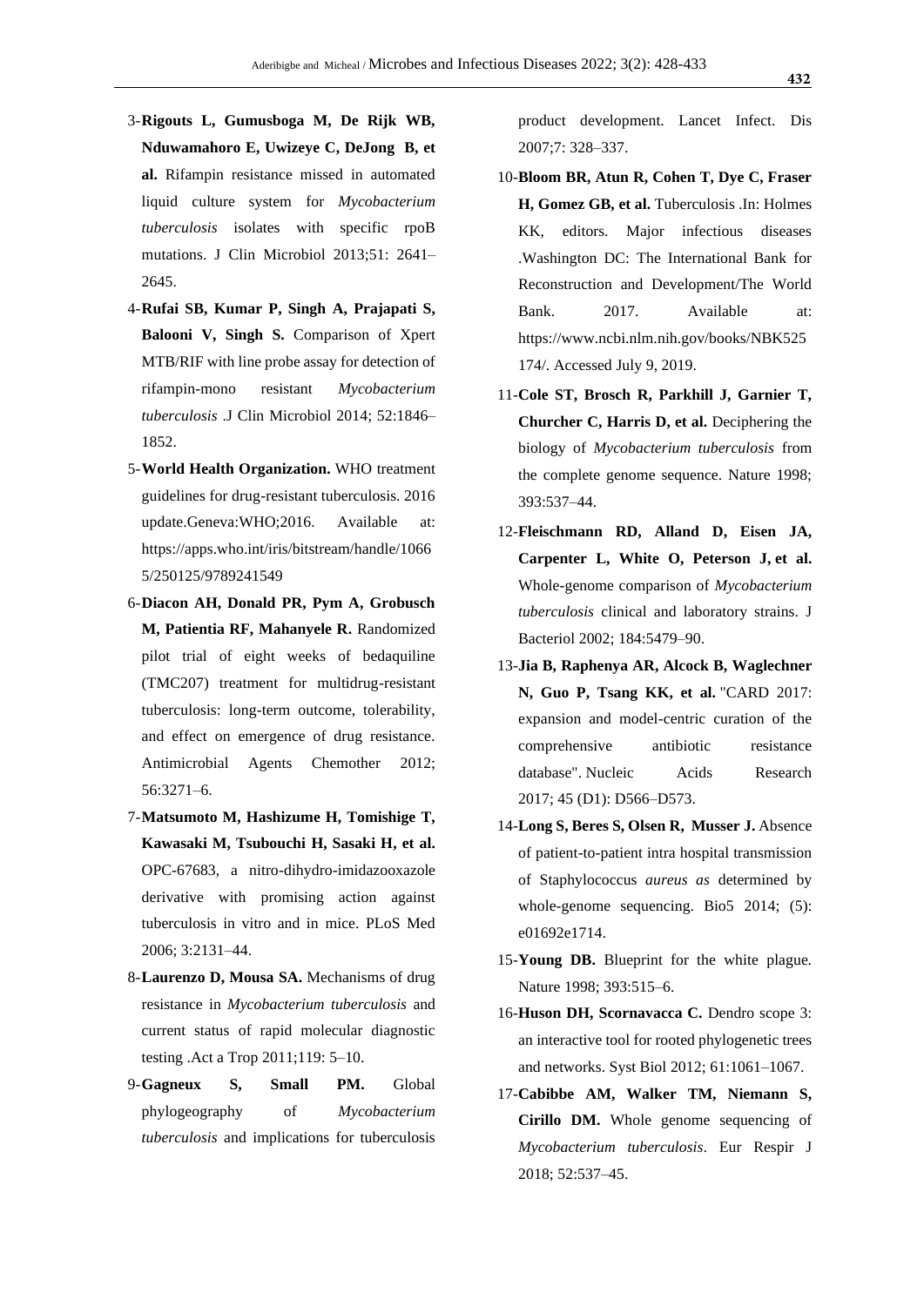3-**Rigouts L, Gumusboga M, De Rijk WB, Nduwamahoro E, Uwizeye C, DeJong B, et al.** Rifampin resistance missed in automated liquid culture system for *Mycobacterium tuberculosis* isolates with specific rpoB mutations. J Clin Microbiol 2013;51: 2641–2645.

4-**Rufai SB, Kumar P, Singh A, Prajapati S, Balooni V, Singh S.** Comparison of Xpert MTB/RIF with line probe assay for detection of rifampin-mono resistant *Mycobacterium tuberculosis* .J Clin Microbiol 2014; 52:1846–1852.

5-**World Health Organization.** WHO treatment guidelines for drug-resistant tuberculosis. 2016 update.Geneva:WHO;2016. Available at: https://apps.who.int/iris/bitstream/handle/10665/250125/9789241549

6-**Diacon AH, Donald PR, Pym A, Grobusch M, Patientia RF, Mahanyele R.** Randomized pilot trial of eight weeks of bedaquiline (TMC207) treatment for multidrug-resistant tuberculosis: long-term outcome, tolerability, and effect on emergence of drug resistance. Antimicrobial Agents Chemother 2012; 56:3271–6.

7-**Matsumoto M, Hashizume H, Tomishige T, Kawasaki M, Tsubouchi H, Sasaki H, et al.** OPC-67683, a nitro-dihydro-imidazooxazole derivative with promising action against tuberculosis in vitro and in mice. PLoS Med 2006; 3:2131–44.

8-**Laurenzo D, Mousa SA.** Mechanisms of drug resistance in *Mycobacterium tuberculosis* and current status of rapid molecular diagnostic testing .Act a Trop 2011;119: 5–10.

9-**Gagneux S, Small PM.** Global phylogeography of *Mycobacterium tuberculosis* and implications for tuberculosis product development. Lancet Infect. Dis 2007;7: 328–337.

10-**Bloom BR, Atun R, Cohen T, Dye C, Fraser H, Gomez GB, et al.** Tuberculosis .In: Holmes KK, editors. Major infectious diseases .Washington DC: The International Bank for Reconstruction and Development/The World Bank. 2017. Available at: https://www.ncbi.nlm.nih.gov/books/NBK525174/. Accessed July 9, 2019.

11-**Cole ST, Brosch R, Parkhill J, Garnier T, Churcher C, Harris D, et al.** Deciphering the biology of *Mycobacterium tuberculosis* from the complete genome sequence. Nature 1998; 393:537–44.

12-**Fleischmann RD, Alland D, Eisen JA, Carpenter L, White O, Peterson J, et al.** Whole-genome comparison of *Mycobacterium tuberculosis* clinical and laboratory strains. J Bacteriol 2002; 184:5479–90.

13-**Jia B, Raphenya AR, Alcock B, Waglechner N, Guo P, Tsang KK, et al.** "CARD 2017: expansion and model-centric curation of the comprehensive antibiotic resistance database". Nucleic Acids Research 2017; 45 (D1): D566–D573.

14-**Long S, Beres S, Olsen R, Musser J.** Absence of patient-to-patient intra hospital transmission of Staphylococcus *aureus as* determined by whole-genome sequencing. Bio5 2014; (5): e01692e1714.

15-**Young DB.** Blueprint for the white plague. Nature 1998; 393:515–6.

16-**Huson DH, Scornavacca C.** Dendro scope 3: an interactive tool for rooted phylogenetic trees and networks. Syst Biol 2012; 61:1061–1067.

17-**Cabibbe AM, Walker TM, Niemann S, Cirillo DM.** Whole genome sequencing of *Mycobacterium tuberculosis*. Eur Respir J 2018; 52:537–45.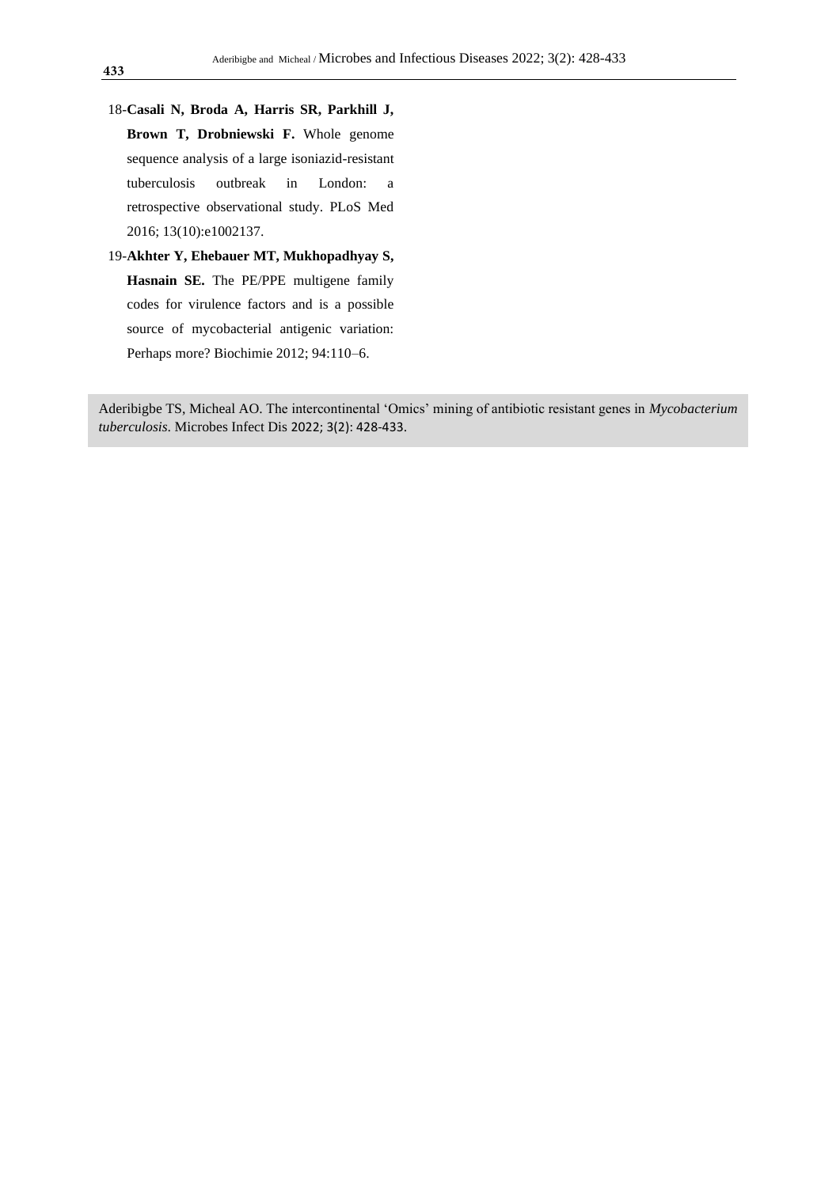18-**Casali N, Broda A, Harris SR, Parkhill J, Brown T, Drobniewski F.** Whole genome sequence analysis of a large isoniazid-resistant tuberculosis outbreak in London: a retrospective observational study. PLoS Med 2016; 13(10):e1002137.

19-**Akhter Y, Ehebauer MT, Mukhopadhyay S, Hasnain SE.** The PE/PPE multigene family codes for virulence factors and is a possible source of mycobacterial antigenic variation: Perhaps more? Biochimie 2012; 94:110–6.

Aderibigbe TS, Micheal AO. The intercontinental 'Omics' mining of antibiotic resistant genes in *Mycobacterium tuberculosis*. Microbes Infect Dis 2022; 3(2): 428-433.